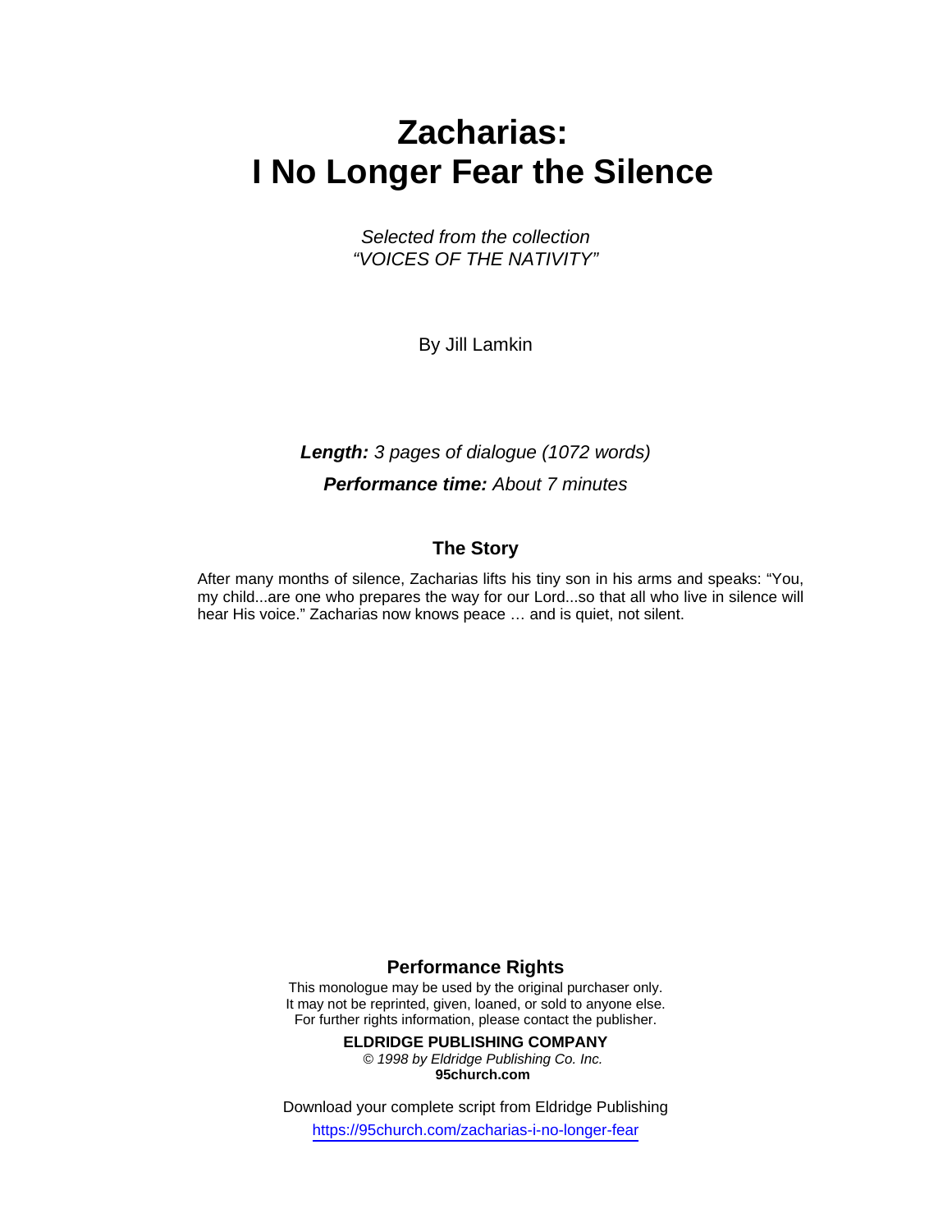# Zacharias: I No Longer Fear the Silence

*Selected from the collection*
*"VOICES OF THE NATIVITY"*

By Jill Lamkin

***Length:*** *3 pages of dialogue (1072 words)*

***Performance time:*** *About 7 minutes*

## The Story

After many months of silence, Zacharias lifts his tiny son in his arms and speaks: "You, my child...are one who prepares the way for our Lord...so that all who live in silence will hear His voice." Zacharias now knows peace … and is quiet, not silent.

## Performance Rights

This monologue may be used by the original purchaser only.
It may not be reprinted, given, loaned, or sold to anyone else.
For further rights information, please contact the publisher.

**ELDRIDGE PUBLISHING COMPANY**
*© 1998 by Eldridge Publishing Co. Inc.*
**95church.com**

Download your complete script from Eldridge Publishing
https://95church.com/zacharias-i-no-longer-fear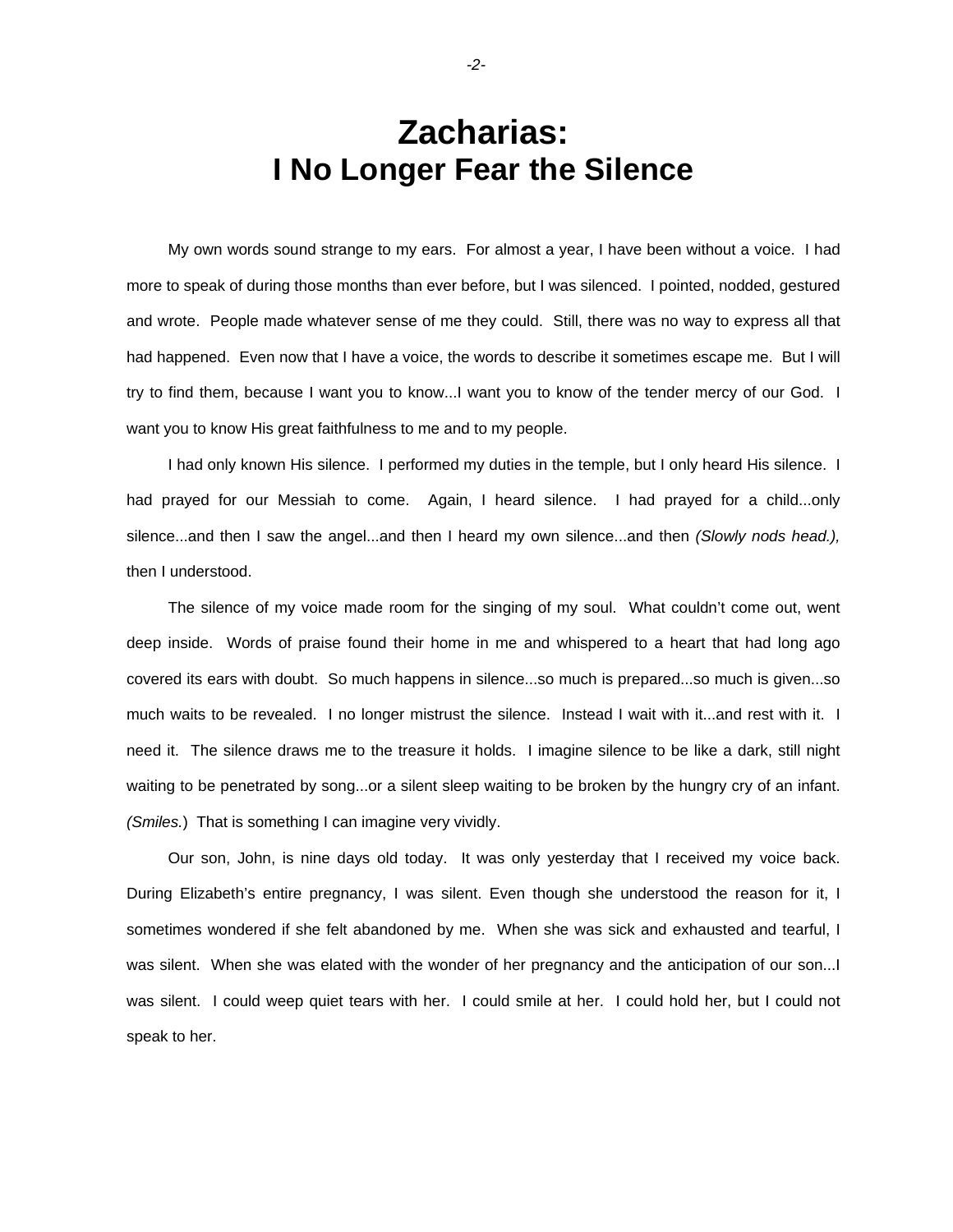# Zacharias:
# I No Longer Fear the Silence

My own words sound strange to my ears. For almost a year, I have been without a voice. I had more to speak of during those months than ever before, but I was silenced. I pointed, nodded, gestured and wrote. People made whatever sense of me they could. Still, there was no way to express all that had happened. Even now that I have a voice, the words to describe it sometimes escape me. But I will try to find them, because I want you to know...I want you to know of the tender mercy of our God. I want you to know His great faithfulness to me and to my people.

I had only known His silence. I performed my duties in the temple, but I only heard His silence. I had prayed for our Messiah to come. Again, I heard silence. I had prayed for a child...only silence...and then I saw the angel...and then I heard my own silence...and then *(Slowly nods head.),* then I understood.

The silence of my voice made room for the singing of my soul. What couldn't come out, went deep inside. Words of praise found their home in me and whispered to a heart that had long ago covered its ears with doubt. So much happens in silence...so much is prepared...so much is given...so much waits to be revealed. I no longer mistrust the silence. Instead I wait with it...and rest with it. I need it. The silence draws me to the treasure it holds. I imagine silence to be like a dark, still night waiting to be penetrated by song...or a silent sleep waiting to be broken by the hungry cry of an infant. *(Smiles.)* That is something I can imagine very vividly.

Our son, John, is nine days old today. It was only yesterday that I received my voice back. During Elizabeth's entire pregnancy, I was silent. Even though she understood the reason for it, I sometimes wondered if she felt abandoned by me. When she was sick and exhausted and tearful, I was silent. When she was elated with the wonder of her pregnancy and the anticipation of our son...I was silent. I could weep quiet tears with her. I could smile at her. I could hold her, but I could not speak to her.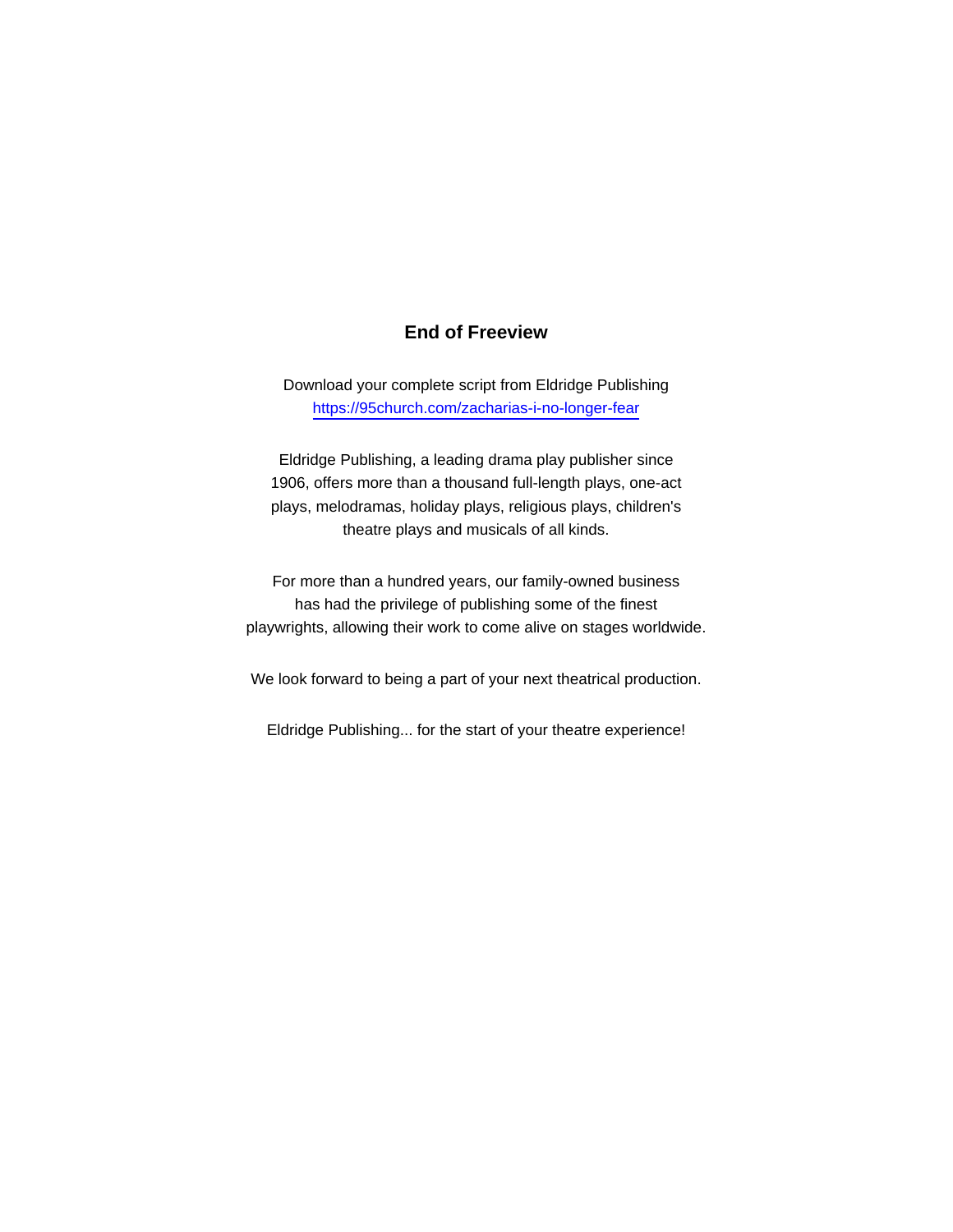**End of Freeview**

Download your complete script from Eldridge Publishing
[https://95church.com/zacharias-i-no-longer-fear](https://95church.com/zacharias-i-no-longer-fear)

Eldridge Publishing, a leading drama play publisher since 1906, offers more than a thousand full-length plays, one-act plays, melodramas, holiday plays, religious plays, children's theatre plays and musicals of all kinds.

For more than a hundred years, our family-owned business has had the privilege of publishing some of the finest playwrights, allowing their work to come alive on stages worldwide.

We look forward to being a part of your next theatrical production.

Eldridge Publishing... for the start of your theatre experience!